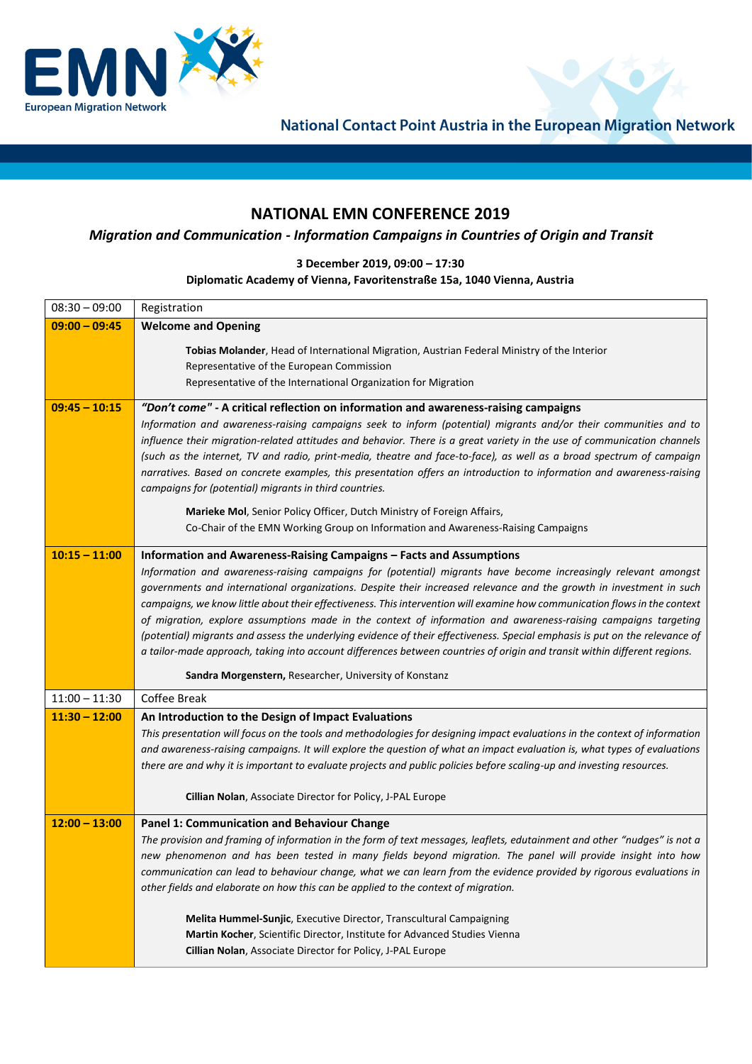National Contact Point Austria in the European Migration Network

# NATIONAL EMN CONFERENCE 2019

## *Migration and Communication - Information Campaigns in Countries of Origin and Transit*

**3 December 2019, 09:00 – 17:30**

**Diplomatic Academy of Vienna, Favoritenstraße 15a, 1040 Vienna, Austria**

| Time | Programme |
|---|---|
| 08:30 – 09:00 | Registration |
| **09:00 – 09:45** | **Welcome and Opening**<br><br>**Tobias Molander**, Head of International Migration, Austrian Federal Ministry of the Interior<br>Representative of the European Commission<br>Representative of the International Organization for Migration |
| **09:45 – 10:15** | ***"Don't come"* - A critical reflection on information and awareness-raising campaigns**<br>*Information and awareness-raising campaigns seek to inform (potential) migrants and/or their communities and to influence their migration-related attitudes and behavior. There is a great variety in the use of communication channels (such as the internet, TV and radio, print-media, theatre and face-to-face), as well as a broad spectrum of campaign narratives. Based on concrete examples, this presentation offers an introduction to information and awareness-raising campaigns for (potential) migrants in third countries.*<br><br>**Marieke Mol**, Senior Policy Officer, Dutch Ministry of Foreign Affairs,<br>Co-Chair of the EMN Working Group on Information and Awareness-Raising Campaigns |
| **10:15 – 11:00** | **Information and Awareness-Raising Campaigns – Facts and Assumptions**<br>*Information and awareness-raising campaigns for (potential) migrants have become increasingly relevant amongst governments and international organizations. Despite their increased relevance and the growth in investment in such campaigns, we know little about their effectiveness. This intervention will examine how communication flows in the context of migration, explore assumptions made in the context of information and awareness-raising campaigns targeting (potential) migrants and assess the underlying evidence of their effectiveness. Special emphasis is put on the relevance of a tailor-made approach, taking into account differences between countries of origin and transit within different regions.*<br><br>**Sandra Morgenstern,** Researcher, University of Konstanz |
| 11:00 – 11:30 | Coffee Break |
| **11:30 – 12:00** | **An Introduction to the Design of Impact Evaluations**<br>*This presentation will focus on the tools and methodologies for designing impact evaluations in the context of information and awareness-raising campaigns. It will explore the question of what an impact evaluation is, what types of evaluations there are and why it is important to evaluate projects and public policies before scaling-up and investing resources.*<br><br>**Cillian Nolan**, Associate Director for Policy, J-PAL Europe |
| **12:00 – 13:00** | **Panel 1: Communication and Behaviour Change**<br>*The provision and framing of information in the form of text messages, leaflets, edutainment and other "nudges" is not a new phenomenon and has been tested in many fields beyond migration. The panel will provide insight into how communication can lead to behaviour change, what we can learn from the evidence provided by rigorous evaluations in other fields and elaborate on how this can be applied to the context of migration.*<br><br>**Melita Hummel-Sunjic**, Executive Director, Transcultural Campaigning<br>**Martin Kocher**, Scientific Director, Institute for Advanced Studies Vienna<br>**Cillian Nolan**, Associate Director for Policy, J-PAL Europe |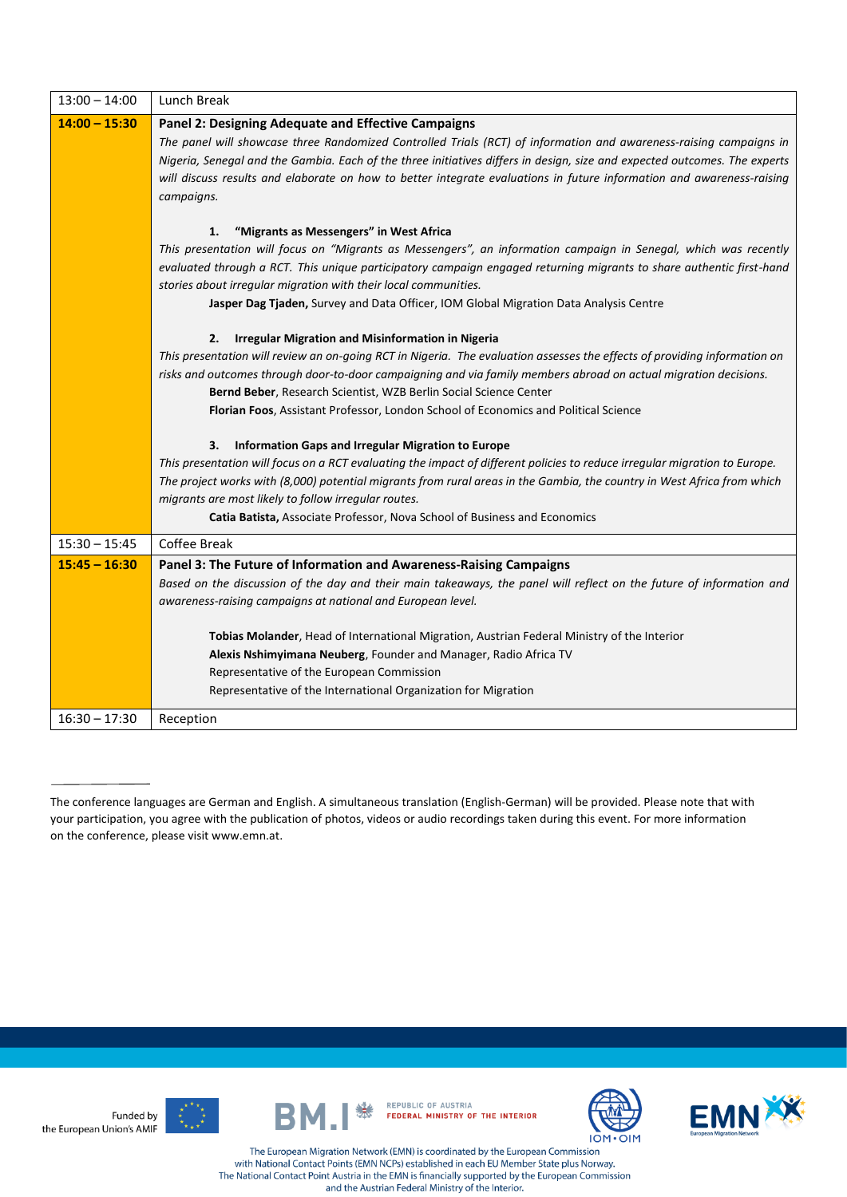| | |
|---|---|
| 13:00 – 14:00 | Lunch Break |
| **14:00 – 15:30** | **Panel 2: Designing Adequate and Effective Campaigns**<br>*The panel will showcase three Randomized Controlled Trials (RCT) of information and awareness-raising campaigns in Nigeria, Senegal and the Gambia. Each of the three initiatives differs in design, size and expected outcomes. The experts will discuss results and elaborate on how to better integrate evaluations in future information and awareness-raising campaigns.*<br><br>**1. "Migrants as Messengers" in West Africa**<br>*This presentation will focus on "Migrants as Messengers", an information campaign in Senegal, which was recently evaluated through a RCT. This unique participatory campaign engaged returning migrants to share authentic first-hand stories about irregular migration with their local communities.*<br>**Jasper Dag Tjaden,** Survey and Data Officer, IOM Global Migration Data Analysis Centre<br><br>**2. Irregular Migration and Misinformation in Nigeria**<br>*This presentation will review an on-going RCT in Nigeria. The evaluation assesses the effects of providing information on risks and outcomes through door-to-door campaigning and via family members abroad on actual migration decisions.*<br>**Bernd Beber**, Research Scientist, WZB Berlin Social Science Center<br>**Florian Foos**, Assistant Professor, London School of Economics and Political Science<br><br>**3. Information Gaps and Irregular Migration to Europe**<br>*This presentation will focus on a RCT evaluating the impact of different policies to reduce irregular migration to Europe. The project works with (8,000) potential migrants from rural areas in the Gambia, the country in West Africa from which migrants are most likely to follow irregular routes.*<br>**Catia Batista,** Associate Professor, Nova School of Business and Economics |
| 15:30 – 15:45 | Coffee Break |
| **15:45 – 16:30** | **Panel 3: The Future of Information and Awareness-Raising Campaigns**<br>*Based on the discussion of the day and their main takeaways, the panel will reflect on the future of information and awareness-raising campaigns at national and European level.*<br><br>**Tobias Molander**, Head of International Migration, Austrian Federal Ministry of the Interior<br>**Alexis Nshimyimana Neuberg**, Founder and Manager, Radio Africa TV<br>Representative of the European Commission<br>Representative of the International Organization for Migration |
| 16:30 – 17:30 | Reception |

The conference languages are German and English. A simultaneous translation (English-German) will be provided. Please note that with your participation, you agree with the publication of photos, videos or audio recordings taken during this event. For more information on the conference, please visit www.emn.at.

Funded by the European Union's AMIF

REPUBLIC OF AUSTRIA FEDERAL MINISTRY OF THE INTERIOR

The European Migration Network (EMN) is coordinated by the European Commission with National Contact Points (EMN NCPs) established in each EU Member State plus Norway. The National Contact Point Austria in the EMN is financially supported by the European Commission and the Austrian Federal Ministry of the Interior.